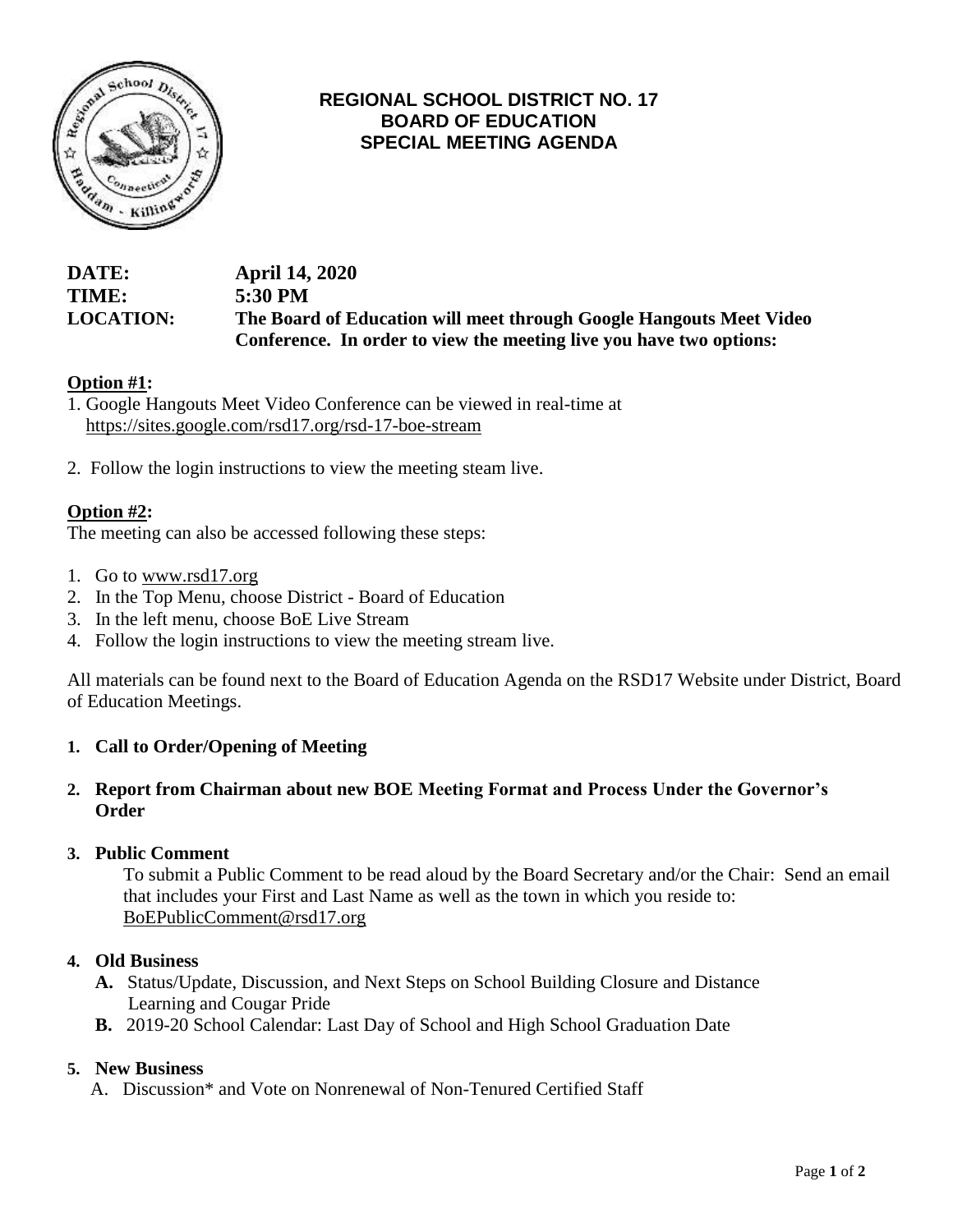# REGIONAL SCHOOL DISTRICT NO. 17
## BOARD OF EDUCATION
## SPECIAL MEETING AGENDA

**DATE:** **April 14, 2020**
**TIME:** **5:30 PM**
**LOCATION:** **The Board of Education will meet through Google Hangouts Meet Video Conference. In order to view the meeting live you have two options:**

**Option #1:**

1. Google Hangouts Meet Video Conference can be viewed in real-time at https://sites.google.com/rsd17.org/rsd-17-boe-stream
2. Follow the login instructions to view the meeting steam live.

**Option #2:**

The meeting can also be accessed following these steps:

1. Go to www.rsd17.org
2. In the Top Menu, choose District - Board of Education
3. In the left menu, choose BoE Live Stream
4. Follow the login instructions to view the meeting stream live.

All materials can be found next to the Board of Education Agenda on the RSD17 Website under District, Board of Education Meetings.

1. **Call to Order/Opening of Meeting**
2. **Report from Chairman about new BOE Meeting Format and Process Under the Governor's Order**
3. **Public Comment**

   To submit a Public Comment to be read aloud by the Board Secretary and/or the Chair: Send an email that includes your First and Last Name as well as the town in which you reside to: BoEPublicComment@rsd17.org

4. **Old Business**
   - **A.** Status/Update, Discussion, and Next Steps on School Building Closure and Distance Learning and Cougar Pride
   - **B.** 2019-20 School Calendar: Last Day of School and High School Graduation Date
5. **New Business**
   - A. Discussion* and Vote on Nonrenewal of Non-Tenured Certified Staff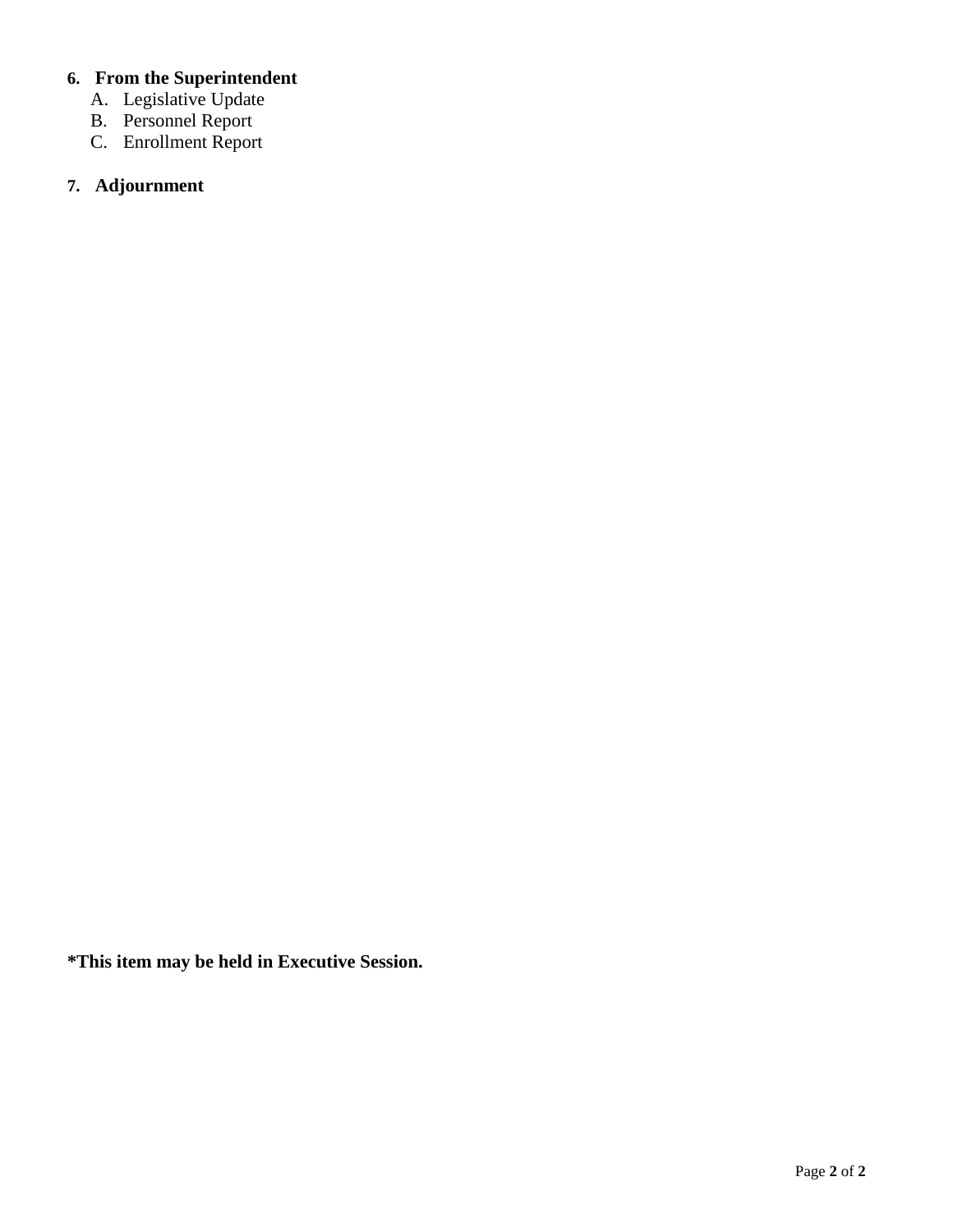6. **From the Superintendent**
   A. Legislative Update
   B. Personnel Report
   C. Enrollment Report

7. **Adjournment**

**\*This item may be held in Executive Session.**